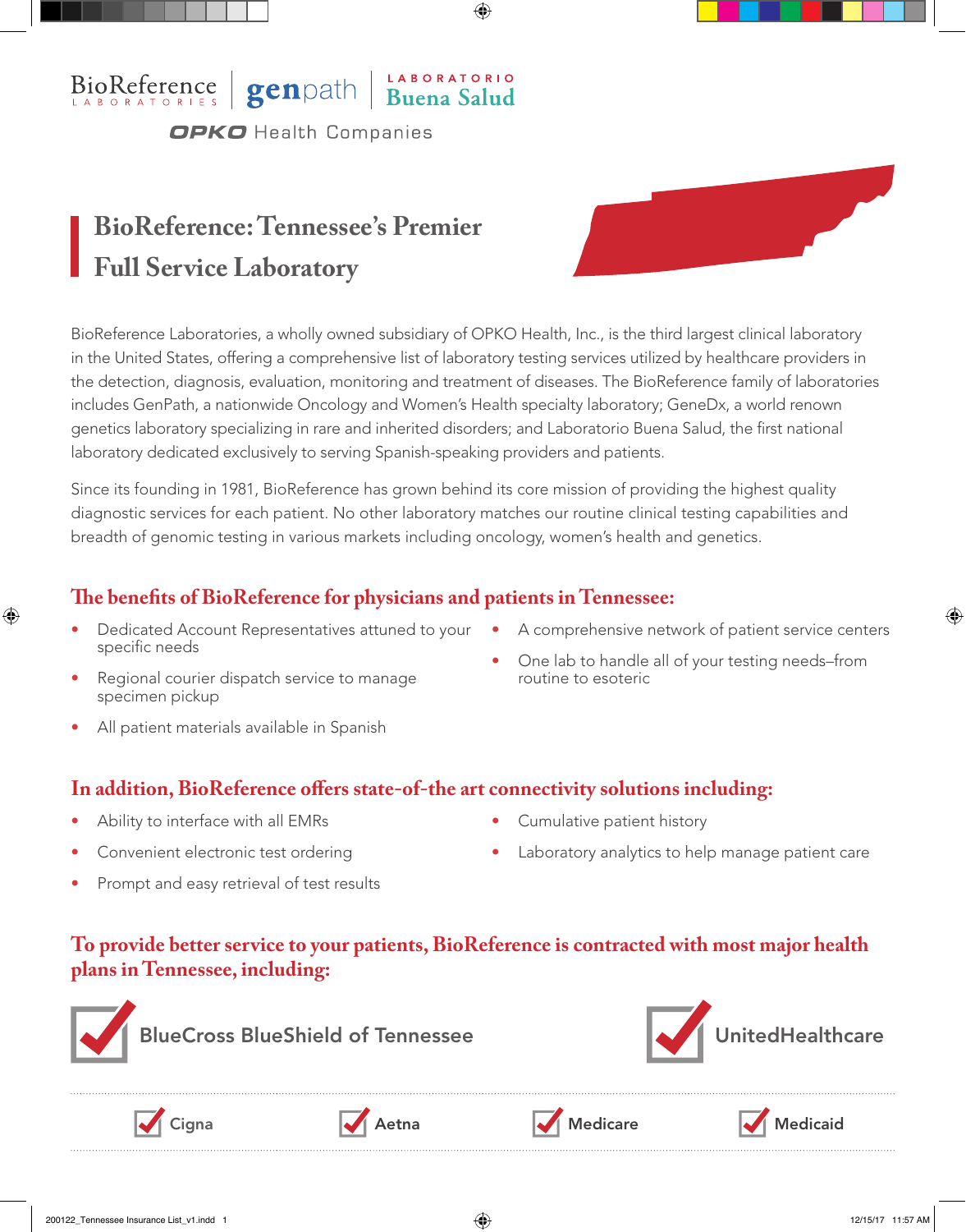BioReference LABORATORIES | genpath | LABORATORIO Buena Salud

OPKO Health Companies

# BioReference: Tennessee's Premier Full Service Laboratory

BioReference Laboratories, a wholly owned subsidiary of OPKO Health, Inc., is the third largest clinical laboratory in the United States, offering a comprehensive list of laboratory testing services utilized by healthcare providers in the detection, diagnosis, evaluation, monitoring and treatment of diseases. The BioReference family of laboratories includes GenPath, a nationwide Oncology and Women's Health specialty laboratory; GeneDx, a world renown genetics laboratory specializing in rare and inherited disorders; and Laboratorio Buena Salud, the first national laboratory dedicated exclusively to serving Spanish-speaking providers and patients.

Since its founding in 1981, BioReference has grown behind its core mission of providing the highest quality diagnostic services for each patient. No other laboratory matches our routine clinical testing capabilities and breadth of genomic testing in various markets including oncology, women's health and genetics.

## The benefits of BioReference for physicians and patients in Tennessee:

- Dedicated Account Representatives attuned to your specific needs
- Regional courier dispatch service to manage specimen pickup
- All patient materials available in Spanish
- A comprehensive network of patient service centers
- One lab to handle all of your testing needs–from routine to esoteric

## In addition, BioReference offers state-of-the art connectivity solutions including:

- Ability to interface with all EMRs
- Convenient electronic test ordering
- Prompt and easy retrieval of test results
- Cumulative patient history
- Laboratory analytics to help manage patient care

## To provide better service to your patients, BioReference is contracted with most major health plans in Tennessee, including:

- ☑ BlueCross BlueShield of Tennessee
- ☑ UnitedHealthcare
- ☑ Cigna
- ☑ Aetna
- ☑ Medicare
- ☑ Medicaid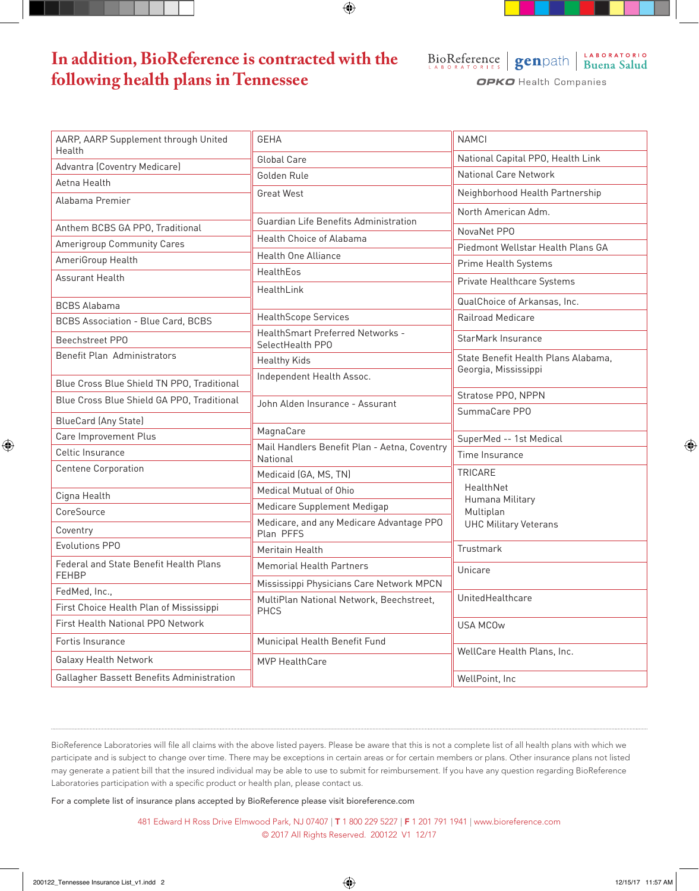# In addition, BioReference is contracted with the following health plans in Tennessee

BioReference LABORATORIES | genpath | LABORATORIO Buena Salud

OPKO Health Companies

| | | |
|---|---|---|
| AARP, AARP Supplement through United Health | GEHA | NAMCI |
| Advantra (Coventry Medicare) | Global Care | National Capital PPO, Health Link |
| Aetna Health | Golden Rule | National Care Network |
| Alabama Premier | Great West | Neighborhood Health Partnership |
| Anthem BCBS GA PPO, Traditional | Guardian Life Benefits Administration | North American Adm. |
| Amerigroup Community Cares | Health Choice of Alabama | NovaNet PPO |
| AmeriGroup Health | Health One Alliance | Piedmont Wellstar Health Plans GA |
| Assurant Health | HealthEos | Prime Health Systems |
| BCBS Alabama | HealthLink | Private Healthcare Systems |
| BCBS Association - Blue Card, BCBS | HealthScope Services | QualChoice of Arkansas, Inc. |
| Beechstreet PPO | HealthSmart Preferred Networks - SelectHealth PPO | Railroad Medicare |
| Benefit Plan Administrators | Healthy Kids | StarMark Insurance |
| Blue Cross Blue Shield TN PPO, Traditional | Independent Health Assoc. | State Benefit Health Plans Alabama, Georgia, Mississippi |
| Blue Cross Blue Shield GA PPO, Traditional | John Alden Insurance - Assurant | Stratose PPO, NPPN |
| BlueCard (Any State) | MagnaCare | SummaCare PPO |
| Care Improvement Plus | Mail Handlers Benefit Plan - Aetna, Coventry National | SuperMed -- 1st Medical |
| Celtic Insurance | Medicaid (GA, MS, TN) | Time Insurance |
| Centene Corporation | Medical Mutual of Ohio | TRICARE<br>HealthNet<br>Humana Military<br>Multiplan<br>UHC Military Veterans |
| Cigna Health | Medicare Supplement Medigap | Trustmark |
| CoreSource | Medicare, and any Medicare Advantage PPO Plan PFFS | Unicare |
| Coventry | Meritain Health | UnitedHealthcare |
| Evolutions PPO | Memorial Health Partners | USA MCOw |
| Federal and State Benefit Health Plans FEHBP | Mississippi Physicians Care Network MPCN | WellCare Health Plans, Inc. |
| FedMed, Inc., | MultiPlan National Network, Beechstreet, PHCS | WellPoint, Inc |
| First Choice Health Plan of Mississippi | Municipal Health Benefit Fund | |
| First Health National PPO Network | MVP HealthCare | |
| Fortis Insurance | | |
| Galaxy Health Network | | |
| Gallagher Bassett Benefits Administration | | |

BioReference Laboratories will file all claims with the above listed payers. Please be aware that this is not a complete list of all health plans with which we participate and is subject to change over time. There may be exceptions in certain areas or for certain members or plans. Other insurance plans not listed may generate a patient bill that the insured individual may be able to use to submit for reimbursement. If you have any question regarding BioReference Laboratories participation with a specific product or health plan, please contact us.

For a complete list of insurance plans accepted by BioReference please visit bioreference.com

481 Edward H Ross Drive Elmwood Park, NJ 07407 | T 1 800 229 5227 | F 1 201 791 1941 | www.bioreference.com
© 2017 All Rights Reserved. 200122 V1 12/17